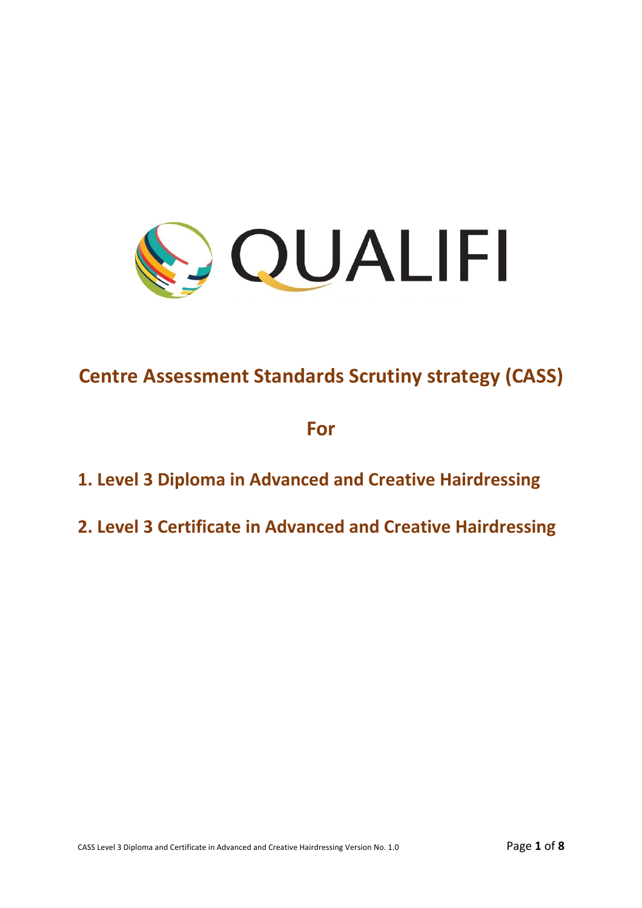QUALIFI

# Centre Assessment Standards Scrutiny strategy (CASS)

## For

## 1. Level 3 Diploma in Advanced and Creative Hairdressing

## 2. Level 3 Certificate in Advanced and Creative Hairdressing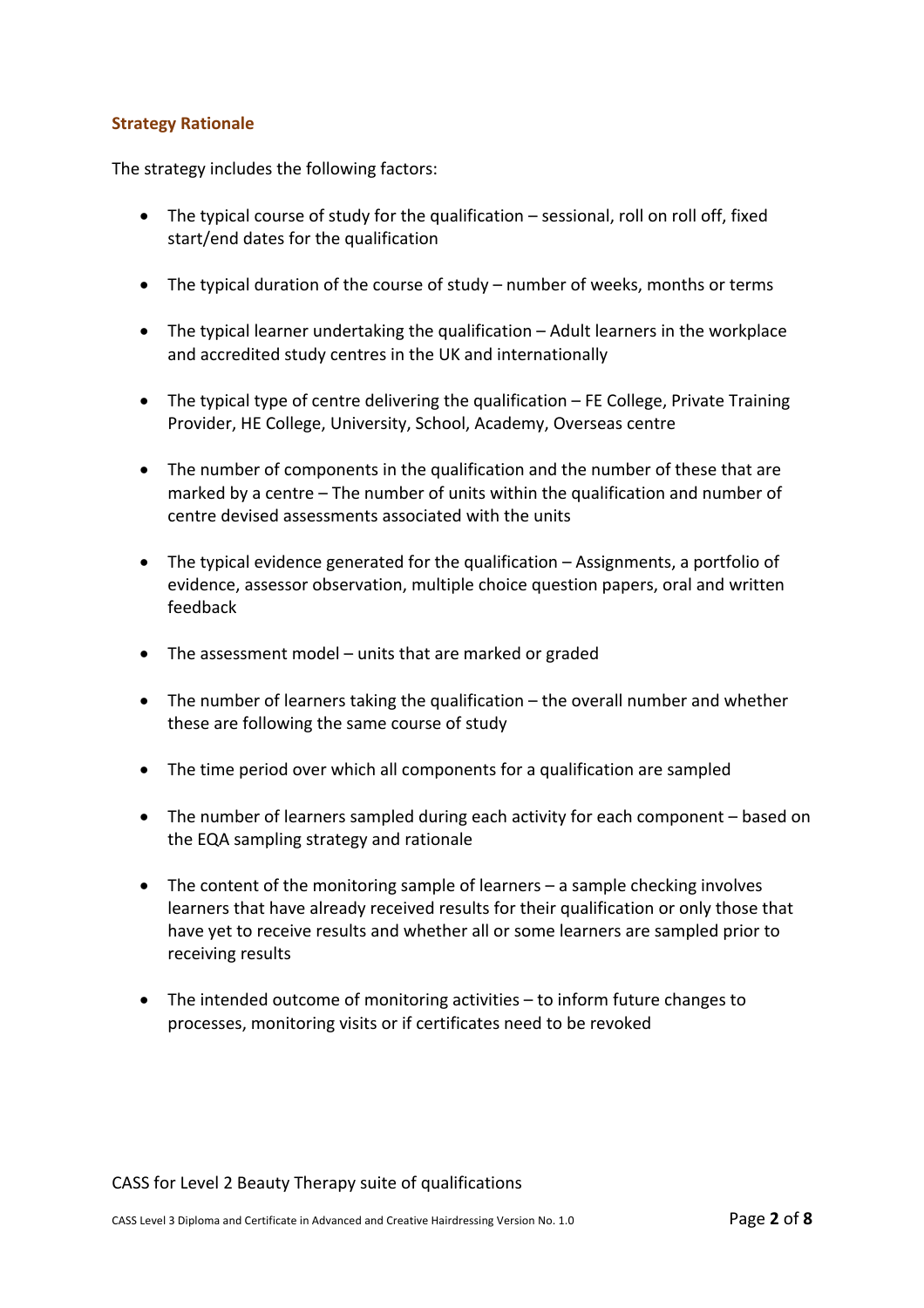### Strategy Rationale

The strategy includes the following factors:

- The typical course of study for the qualification – sessional, roll on roll off, fixed start/end dates for the qualification
- The typical duration of the course of study – number of weeks, months or terms
- The typical learner undertaking the qualification – Adult learners in the workplace and accredited study centres in the UK and internationally
- The typical type of centre delivering the qualification – FE College, Private Training Provider, HE College, University, School, Academy, Overseas centre
- The number of components in the qualification and the number of these that are marked by a centre – The number of units within the qualification and number of centre devised assessments associated with the units
- The typical evidence generated for the qualification – Assignments, a portfolio of evidence, assessor observation, multiple choice question papers, oral and written feedback
- The assessment model – units that are marked or graded
- The number of learners taking the qualification – the overall number and whether these are following the same course of study
- The time period over which all components for a qualification are sampled
- The number of learners sampled during each activity for each component – based on the EQA sampling strategy and rationale
- The content of the monitoring sample of learners – a sample checking involves learners that have already received results for their qualification or only those that have yet to receive results and whether all or some learners are sampled prior to receiving results
- The intended outcome of monitoring activities – to inform future changes to processes, monitoring visits or if certificates need to be revoked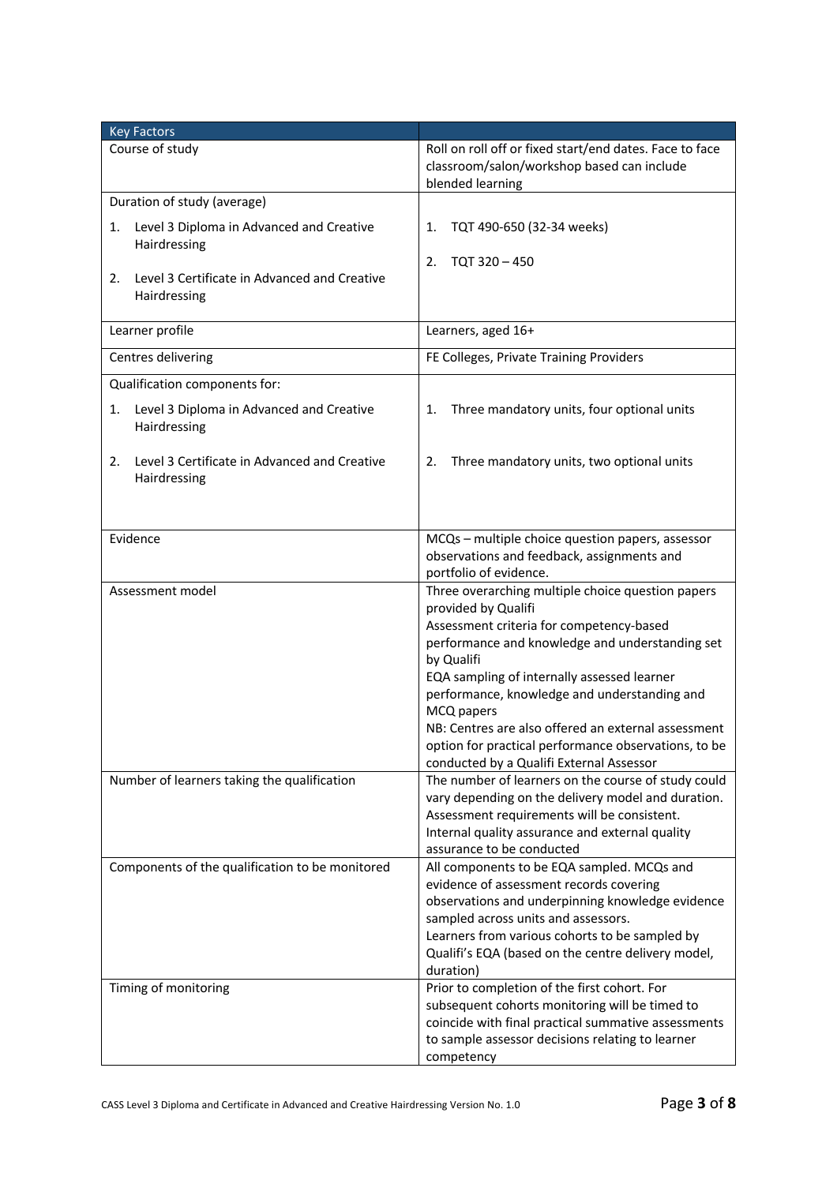| Key Factors | |
|---|---|
| Course of study | Roll on roll off or fixed start/end dates. Face to face classroom/salon/workshop based can include blended learning |
| Duration of study (average)<br><br>1. Level 3 Diploma in Advanced and Creative Hairdressing<br><br>2. Level 3 Certificate in Advanced and Creative Hairdressing | 1. TQT 490-650 (32-34 weeks)<br><br>2. TQT 320 – 450 |
| Learner profile | Learners, aged 16+ |
| Centres delivering | FE Colleges, Private Training Providers |
| Qualification components for:<br><br>1. Level 3 Diploma in Advanced and Creative Hairdressing<br><br>2. Level 3 Certificate in Advanced and Creative Hairdressing | 1. Three mandatory units, four optional units<br><br>2. Three mandatory units, two optional units |
| Evidence | MCQs – multiple choice question papers, assessor observations and feedback, assignments and portfolio of evidence. |
| Assessment model | Three overarching multiple choice question papers provided by Qualifi<br>Assessment criteria for competency-based performance and knowledge and understanding set by Qualifi<br>EQA sampling of internally assessed learner performance, knowledge and understanding and MCQ papers<br>NB: Centres are also offered an external assessment option for practical performance observations, to be conducted by a Qualifi External Assessor |
| Number of learners taking the qualification | The number of learners on the course of study could vary depending on the delivery model and duration. Assessment requirements will be consistent. Internal quality assurance and external quality assurance to be conducted |
| Components of the qualification to be monitored | All components to be EQA sampled. MCQs and evidence of assessment records covering observations and underpinning knowledge evidence sampled across units and assessors.<br>Learners from various cohorts to be sampled by Qualifi's EQA (based on the centre delivery model, duration) |
| Timing of monitoring | Prior to completion of the first cohort. For subsequent cohorts monitoring will be timed to coincide with final practical summative assessments to sample assessor decisions relating to learner competency |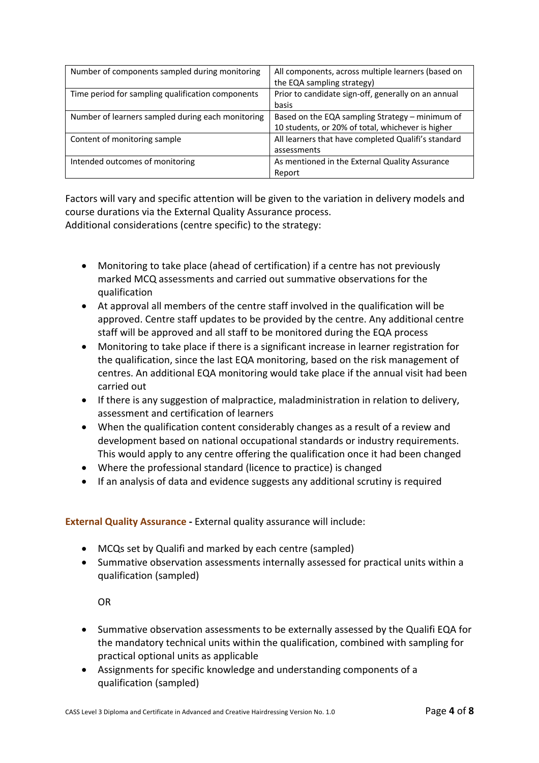| | |
|---|---|
| Number of components sampled during monitoring | All components, across multiple learners (based on the EQA sampling strategy) |
| Time period for sampling qualification components | Prior to candidate sign-off, generally on an annual basis |
| Number of learners sampled during each monitoring | Based on the EQA sampling Strategy – minimum of 10 students, or 20% of total, whichever is higher |
| Content of monitoring sample | All learners that have completed Qualifi's standard assessments |
| Intended outcomes of monitoring | As mentioned in the External Quality Assurance Report |

Factors will vary and specific attention will be given to the variation in delivery models and course durations via the External Quality Assurance process.
Additional considerations (centre specific) to the strategy:

- Monitoring to take place (ahead of certification) if a centre has not previously marked MCQ assessments and carried out summative observations for the qualification
- At approval all members of the centre staff involved in the qualification will be approved. Centre staff updates to be provided by the centre. Any additional centre staff will be approved and all staff to be monitored during the EQA process
- Monitoring to take place if there is a significant increase in learner registration for the qualification, since the last EQA monitoring, based on the risk management of centres. An additional EQA monitoring would take place if the annual visit had been carried out
- If there is any suggestion of malpractice, maladministration in relation to delivery, assessment and certification of learners
- When the qualification content considerably changes as a result of a review and development based on national occupational standards or industry requirements. This would apply to any centre offering the qualification once it had been changed
- Where the professional standard (licence to practice) is changed
- If an analysis of data and evidence suggests any additional scrutiny is required

**External Quality Assurance -** External quality assurance will include:

- MCQs set by Qualifi and marked by each centre (sampled)
- Summative observation assessments internally assessed for practical units within a qualification (sampled)

  OR

- Summative observation assessments to be externally assessed by the Qualifi EQA for the mandatory technical units within the qualification, combined with sampling for practical optional units as applicable
- Assignments for specific knowledge and understanding components of a qualification (sampled)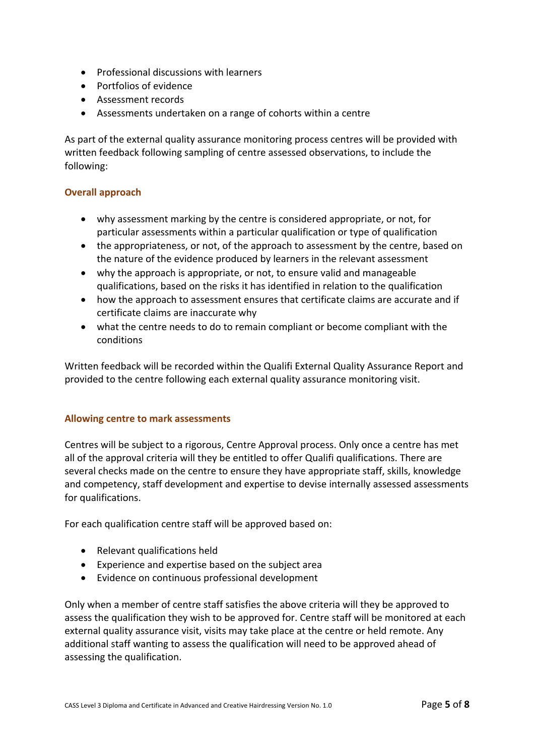- Professional discussions with learners
- Portfolios of evidence
- Assessment records
- Assessments undertaken on a range of cohorts within a centre

As part of the external quality assurance monitoring process centres will be provided with written feedback following sampling of centre assessed observations, to include the following:

### Overall approach

- why assessment marking by the centre is considered appropriate, or not, for particular assessments within a particular qualification or type of qualification
- the appropriateness, or not, of the approach to assessment by the centre, based on the nature of the evidence produced by learners in the relevant assessment
- why the approach is appropriate, or not, to ensure valid and manageable qualifications, based on the risks it has identified in relation to the qualification
- how the approach to assessment ensures that certificate claims are accurate and if certificate claims are inaccurate why
- what the centre needs to do to remain compliant or become compliant with the conditions

Written feedback will be recorded within the Qualifi External Quality Assurance Report and provided to the centre following each external quality assurance monitoring visit.

### Allowing centre to mark assessments

Centres will be subject to a rigorous, Centre Approval process. Only once a centre has met all of the approval criteria will they be entitled to offer Qualifi qualifications. There are several checks made on the centre to ensure they have appropriate staff, skills, knowledge and competency, staff development and expertise to devise internally assessed assessments for qualifications.

For each qualification centre staff will be approved based on:

- Relevant qualifications held
- Experience and expertise based on the subject area
- Evidence on continuous professional development

Only when a member of centre staff satisfies the above criteria will they be approved to assess the qualification they wish to be approved for. Centre staff will be monitored at each external quality assurance visit, visits may take place at the centre or held remote. Any additional staff wanting to assess the qualification will need to be approved ahead of assessing the qualification.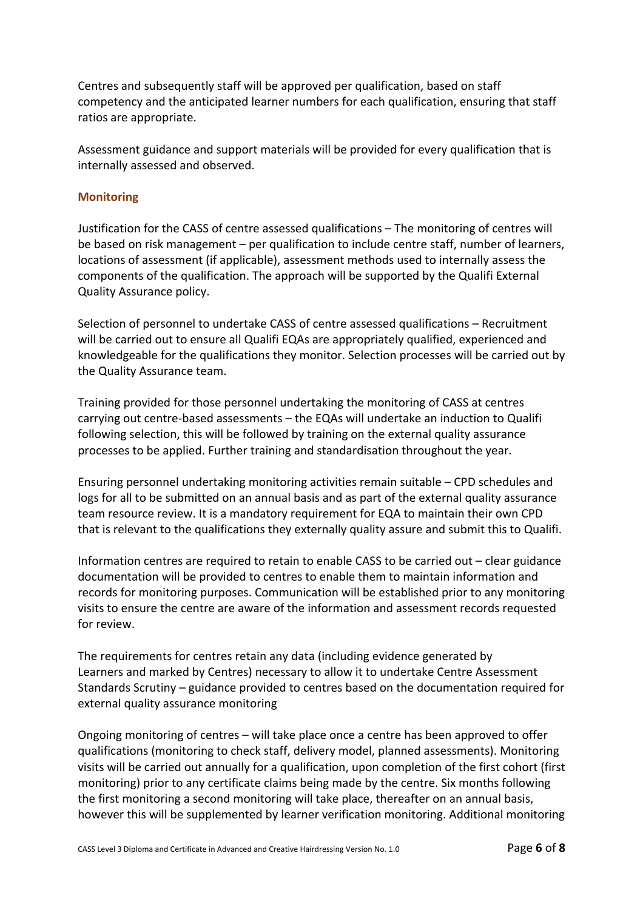Centres and subsequently staff will be approved per qualification, based on staff competency and the anticipated learner numbers for each qualification, ensuring that staff ratios are appropriate.

Assessment guidance and support materials will be provided for every qualification that is internally assessed and observed.

### Monitoring

Justification for the CASS of centre assessed qualifications – The monitoring of centres will be based on risk management – per qualification to include centre staff, number of learners, locations of assessment (if applicable), assessment methods used to internally assess the components of the qualification. The approach will be supported by the Qualifi External Quality Assurance policy.

Selection of personnel to undertake CASS of centre assessed qualifications – Recruitment will be carried out to ensure all Qualifi EQAs are appropriately qualified, experienced and knowledgeable for the qualifications they monitor. Selection processes will be carried out by the Quality Assurance team.

Training provided for those personnel undertaking the monitoring of CASS at centres carrying out centre-based assessments – the EQAs will undertake an induction to Qualifi following selection, this will be followed by training on the external quality assurance processes to be applied. Further training and standardisation throughout the year.

Ensuring personnel undertaking monitoring activities remain suitable – CPD schedules and logs for all to be submitted on an annual basis and as part of the external quality assurance team resource review. It is a mandatory requirement for EQA to maintain their own CPD that is relevant to the qualifications they externally quality assure and submit this to Qualifi.

Information centres are required to retain to enable CASS to be carried out – clear guidance documentation will be provided to centres to enable them to maintain information and records for monitoring purposes. Communication will be established prior to any monitoring visits to ensure the centre are aware of the information and assessment records requested for review.

The requirements for centres retain any data (including evidence generated by Learners and marked by Centres) necessary to allow it to undertake Centre Assessment Standards Scrutiny – guidance provided to centres based on the documentation required for external quality assurance monitoring

Ongoing monitoring of centres – will take place once a centre has been approved to offer qualifications (monitoring to check staff, delivery model, planned assessments). Monitoring visits will be carried out annually for a qualification, upon completion of the first cohort (first monitoring) prior to any certificate claims being made by the centre. Six months following the first monitoring a second monitoring will take place, thereafter on an annual basis, however this will be supplemented by learner verification monitoring. Additional monitoring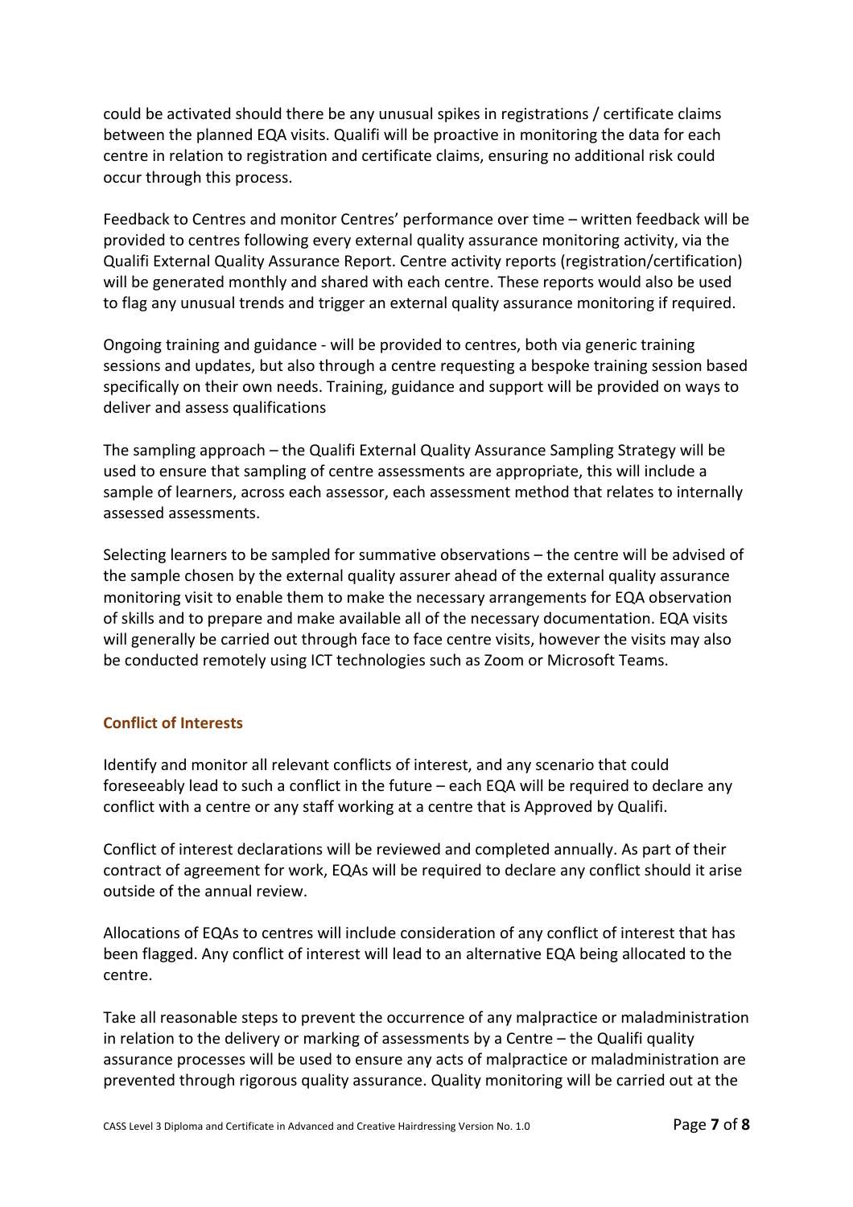could be activated should there be any unusual spikes in registrations / certificate claims between the planned EQA visits. Qualifi will be proactive in monitoring the data for each centre in relation to registration and certificate claims, ensuring no additional risk could occur through this process.

Feedback to Centres and monitor Centres' performance over time – written feedback will be provided to centres following every external quality assurance monitoring activity, via the Qualifi External Quality Assurance Report. Centre activity reports (registration/certification) will be generated monthly and shared with each centre. These reports would also be used to flag any unusual trends and trigger an external quality assurance monitoring if required.

Ongoing training and guidance - will be provided to centres, both via generic training sessions and updates, but also through a centre requesting a bespoke training session based specifically on their own needs. Training, guidance and support will be provided on ways to deliver and assess qualifications

The sampling approach – the Qualifi External Quality Assurance Sampling Strategy will be used to ensure that sampling of centre assessments are appropriate, this will include a sample of learners, across each assessor, each assessment method that relates to internally assessed assessments.

Selecting learners to be sampled for summative observations – the centre will be advised of the sample chosen by the external quality assurer ahead of the external quality assurance monitoring visit to enable them to make the necessary arrangements for EQA observation of skills and to prepare and make available all of the necessary documentation. EQA visits will generally be carried out through face to face centre visits, however the visits may also be conducted remotely using ICT technologies such as Zoom or Microsoft Teams.

### Conflict of Interests

Identify and monitor all relevant conflicts of interest, and any scenario that could foreseeably lead to such a conflict in the future – each EQA will be required to declare any conflict with a centre or any staff working at a centre that is Approved by Qualifi.

Conflict of interest declarations will be reviewed and completed annually. As part of their contract of agreement for work, EQAs will be required to declare any conflict should it arise outside of the annual review.

Allocations of EQAs to centres will include consideration of any conflict of interest that has been flagged. Any conflict of interest will lead to an alternative EQA being allocated to the centre.

Take all reasonable steps to prevent the occurrence of any malpractice or maladministration in relation to the delivery or marking of assessments by a Centre – the Qualifi quality assurance processes will be used to ensure any acts of malpractice or maladministration are prevented through rigorous quality assurance. Quality monitoring will be carried out at the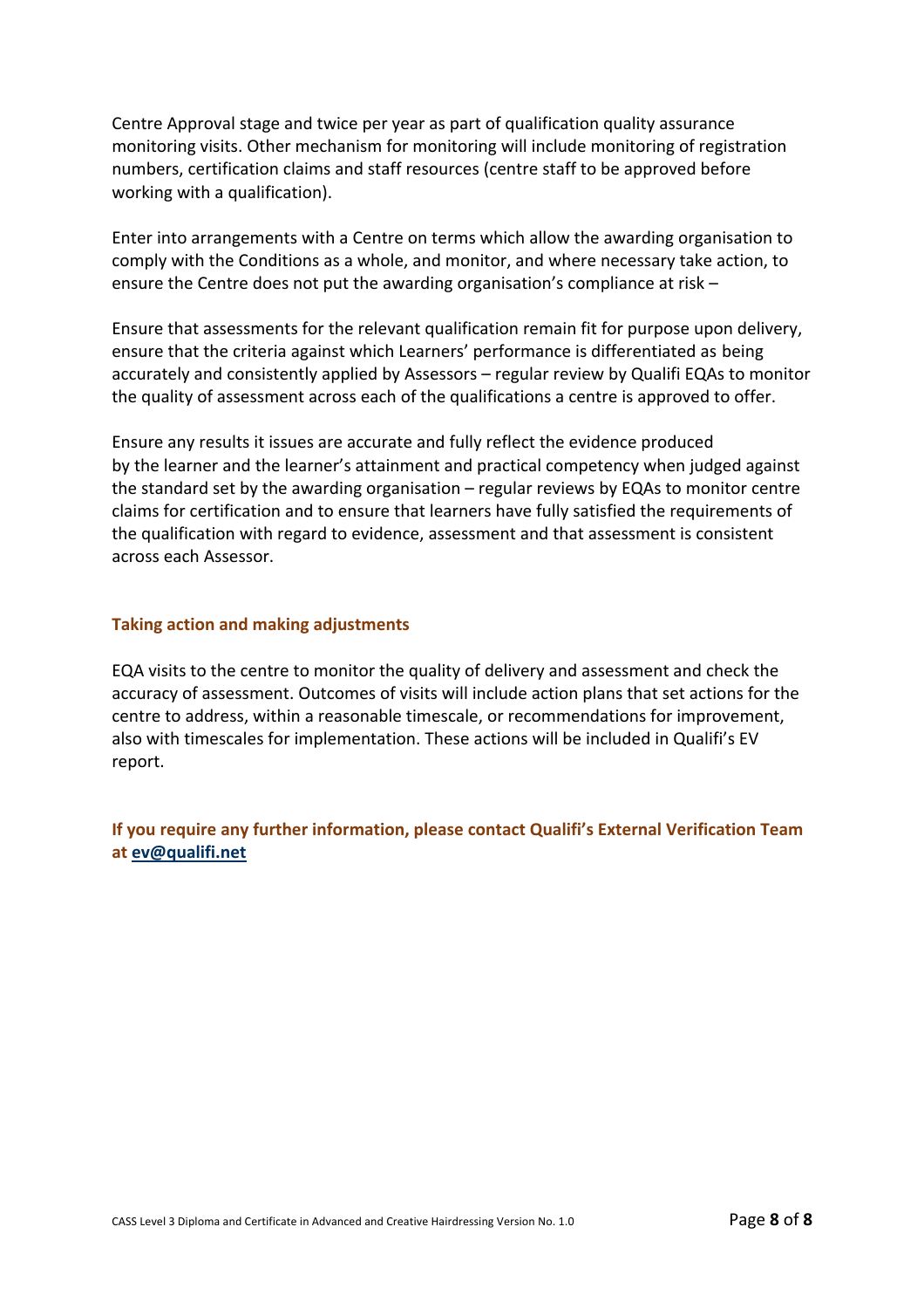Centre Approval stage and twice per year as part of qualification quality assurance monitoring visits. Other mechanism for monitoring will include monitoring of registration numbers, certification claims and staff resources (centre staff to be approved before working with a qualification).

Enter into arrangements with a Centre on terms which allow the awarding organisation to comply with the Conditions as a whole, and monitor, and where necessary take action, to ensure the Centre does not put the awarding organisation's compliance at risk –

Ensure that assessments for the relevant qualification remain fit for purpose upon delivery, ensure that the criteria against which Learners' performance is differentiated as being accurately and consistently applied by Assessors – regular review by Qualifi EQAs to monitor the quality of assessment across each of the qualifications a centre is approved to offer.

Ensure any results it issues are accurate and fully reflect the evidence produced by the learner and the learner's attainment and practical competency when judged against the standard set by the awarding organisation – regular reviews by EQAs to monitor centre claims for certification and to ensure that learners have fully satisfied the requirements of the qualification with regard to evidence, assessment and that assessment is consistent across each Assessor.

### Taking action and making adjustments

EQA visits to the centre to monitor the quality of delivery and assessment and check the accuracy of assessment. Outcomes of visits will include action plans that set actions for the centre to address, within a reasonable timescale, or recommendations for improvement, also with timescales for implementation. These actions will be included in Qualifi's EV report.

**If you require any further information, please contact Qualifi's External Verification Team at [ev@qualifi.net](mailto:ev@qualifi.net)**